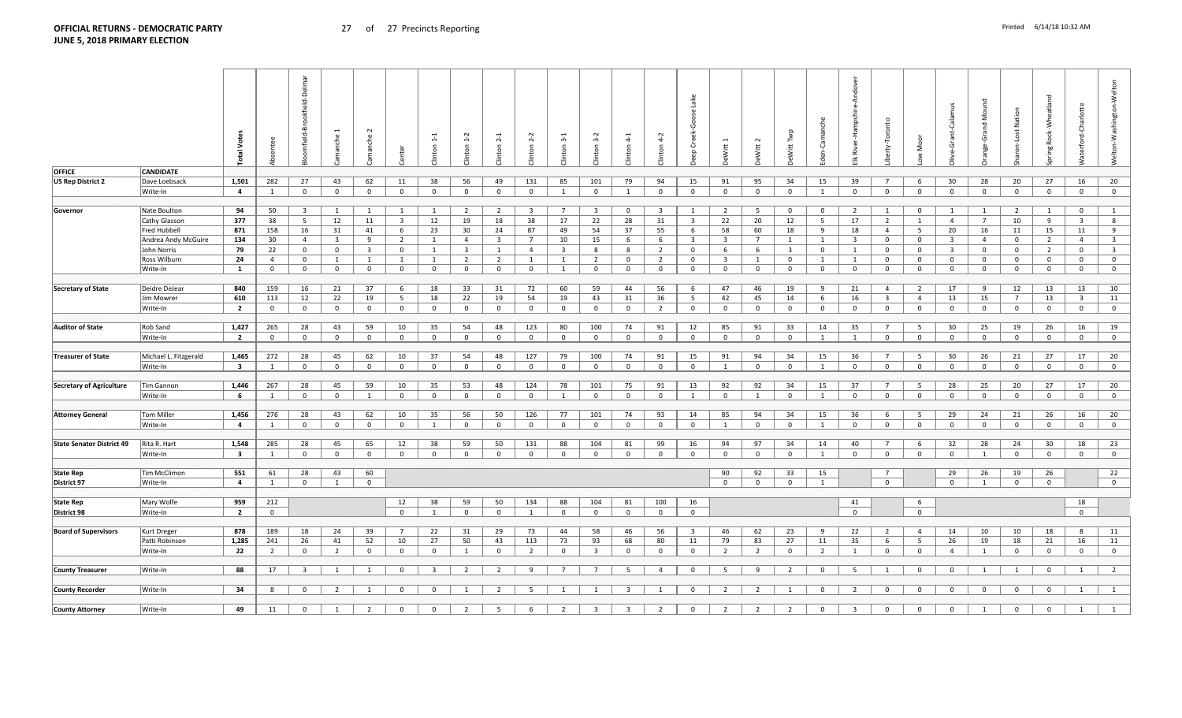**OFFICIAL RETURNS - DEMOCRATIC PARTY**
**JUNE 5, 2018 PRIMARY ELECTION**

27 of 27 Precincts Reporting

Printed 6/14/18 10:32 AM

| OFFICE | CANDIDATE | Total Votes | Absentee | Bloomfield-Brookfield-Delmar | Camanche 1 | Camanche 2 | Center | Clinton 1-1 | Clinton 1-2 | Clinton 2-1 | Clinton 2-2 | Clinton 3-1 | Clinton 3-2 | Clinton 4-1 | Clinton 4-2 | Deep Creek-Goose Lake | DeWitt 1 | DeWitt 2 | DeWitt Twp | Eden-Camanche | Elk River-Hampshire-Andover | Liberty-Toronto | Low Moor | Olive-Grant-Calamus | Orange-Grand Mound | Sharon-Lost Nation | Spring Rock-Wheatland | Waterford-Charlotte | Welton-Washington-Welton |
|---|---|---|---|---|---|---|---|---|---|---|---|---|---|---|---|---|---|---|---|---|---|---|---|---|---|---|---|---|---|
| US Rep District 2 | Dave Loebsack | 1,501 | 282 | 27 | 43 | 62 | 11 | 38 | 56 | 49 | 131 | 85 | 101 | 79 | 94 | 15 | 91 | 95 | 34 | 15 | 39 | 7 | 6 | 30 | 28 | 20 | 27 | 16 | 20 |
| | Write-In | 4 | 1 | 0 | 0 | 0 | 0 | 0 | 0 | 0 | 0 | 1 | 0 | 1 | 0 | 0 | 0 | 0 | 0 | 1 | 0 | 0 | 0 | 0 | 0 | 0 | 0 | 0 | 0 |
| Governor | Nate Boulton | 94 | 50 | 3 | 1 | 1 | 1 | 1 | 2 | 2 | 3 | 7 | 3 | 0 | 3 | 1 | 2 | 5 | 0 | 0 | 2 | 1 | 0 | 1 | 1 | 2 | 1 | 0 | 1 |
| | Cathy Glasson | 377 | 38 | 5 | 12 | 11 | 3 | 12 | 19 | 18 | 38 | 17 | 22 | 28 | 31 | 3 | 22 | 20 | 12 | 5 | 17 | 2 | 1 | 4 | 7 | 10 | 9 | 3 | 8 |
| | Fred Hubbell | 871 | 158 | 16 | 31 | 41 | 6 | 23 | 30 | 24 | 87 | 49 | 54 | 37 | 55 | 6 | 58 | 60 | 18 | 9 | 18 | 4 | 5 | 20 | 16 | 11 | 15 | 11 | 9 |
| | Andrea Andy McGuire | 134 | 30 | 4 | 3 | 9 | 2 | 1 | 4 | 3 | 7 | 10 | 15 | 6 | 6 | 3 | 3 | 7 | 1 | 1 | 3 | 0 | 0 | 3 | 4 | 0 | 2 | 4 | 3 |
| | John Norris | 79 | 22 | 0 | 0 | 3 | 0 | 1 | 3 | 1 | 4 | 3 | 8 | 8 | 2 | 0 | 6 | 6 | 3 | 0 | 1 | 0 | 0 | 3 | 0 | 0 | 2 | 0 | 3 |
| | Ross Wilburn | 24 | 4 | 0 | 1 | 1 | 1 | 1 | 2 | 2 | 1 | 1 | 2 | 0 | 2 | 0 | 3 | 1 | 0 | 1 | 1 | 0 | 0 | 0 | 0 | 0 | 0 | 0 | 0 |
| | Write-In | 1 | 0 | 0 | 0 | 0 | 0 | 0 | 0 | 0 | 0 | 1 | 0 | 0 | 0 | 0 | 0 | 0 | 0 | 0 | 0 | 0 | 0 | 0 | 0 | 0 | 0 | 0 | 0 |
| Secretary of State | Deidre DeJear | 840 | 159 | 16 | 21 | 37 | 6 | 18 | 33 | 31 | 72 | 60 | 59 | 44 | 56 | 6 | 47 | 46 | 19 | 9 | 21 | 4 | 2 | 17 | 9 | 12 | 13 | 13 | 10 |
| | Jim Mowrer | 610 | 113 | 12 | 22 | 19 | 5 | 18 | 22 | 19 | 54 | 19 | 43 | 31 | 36 | 5 | 42 | 45 | 14 | 6 | 16 | 3 | 4 | 13 | 15 | 7 | 13 | 3 | 11 |
| | Write-In | 2 | 0 | 0 | 0 | 0 | 0 | 0 | 0 | 0 | 0 | 0 | 0 | 0 | 2 | 0 | 0 | 0 | 0 | 0 | 0 | 0 | 0 | 0 | 0 | 0 | 0 | 0 | 0 |
| Auditor of State | Rob Sand | 1,427 | 265 | 28 | 43 | 59 | 10 | 35 | 54 | 48 | 123 | 80 | 100 | 74 | 91 | 12 | 85 | 91 | 33 | 14 | 35 | 7 | 5 | 30 | 25 | 19 | 26 | 16 | 19 |
| | Write-In | 2 | 0 | 0 | 0 | 0 | 0 | 0 | 0 | 0 | 0 | 0 | 0 | 0 | 0 | 0 | 0 | 0 | 0 | 1 | 1 | 0 | 0 | 0 | 0 | 0 | 0 | 0 | 0 |
| Treasurer of State | Michael L. Fitzgerald | 1,465 | 272 | 28 | 45 | 62 | 10 | 37 | 54 | 48 | 127 | 79 | 100 | 74 | 91 | 15 | 91 | 94 | 34 | 15 | 36 | 7 | 5 | 30 | 26 | 21 | 27 | 17 | 20 |
| | Write-In | 3 | 1 | 0 | 0 | 0 | 0 | 0 | 0 | 0 | 0 | 0 | 0 | 0 | 0 | 0 | 1 | 0 | 0 | 1 | 0 | 0 | 0 | 0 | 0 | 0 | 0 | 0 | 0 |
| Secretary of Agriculture | Tim Gannon | 1,446 | 267 | 28 | 45 | 59 | 10 | 35 | 53 | 48 | 124 | 78 | 101 | 75 | 91 | 13 | 92 | 92 | 34 | 15 | 37 | 7 | 5 | 28 | 25 | 20 | 27 | 17 | 20 |
| | Write-In | 6 | 1 | 0 | 0 | 1 | 0 | 0 | 0 | 0 | 0 | 1 | 0 | 0 | 0 | 1 | 0 | 1 | 0 | 1 | 0 | 0 | 0 | 0 | 0 | 0 | 0 | 0 | 0 |
| Attorney General | Tom Miller | 1,456 | 276 | 28 | 43 | 62 | 10 | 35 | 56 | 50 | 126 | 77 | 101 | 74 | 93 | 14 | 85 | 94 | 34 | 15 | 36 | 6 | 5 | 29 | 24 | 21 | 26 | 16 | 20 |
| | Write-In | 4 | 1 | 0 | 0 | 0 | 0 | 1 | 0 | 0 | 0 | 0 | 0 | 0 | 0 | 0 | 1 | 0 | 0 | 1 | 0 | 0 | 0 | 0 | 0 | 0 | 0 | 0 | 0 |
| State Senator District 49 | Rita R. Hart | 1,548 | 285 | 28 | 45 | 65 | 12 | 38 | 59 | 50 | 131 | 88 | 104 | 81 | 99 | 16 | 94 | 97 | 34 | 14 | 40 | 7 | 6 | 32 | 28 | 24 | 30 | 18 | 23 |
| | Write-In | 3 | 1 | 0 | 0 | 0 | 0 | 0 | 0 | 0 | 0 | 0 | 0 | 0 | 0 | 0 | 0 | 0 | 0 | 1 | 0 | 0 | 0 | 0 | 1 | 0 | 0 | 0 | 0 |
| State Rep District 97 | Tim McClimon | 551 | 61 | 28 | 43 | 60 | | | | | | | | | | | 90 | 92 | 33 | 15 | | 7 | | 29 | 26 | 19 | 26 | | 22 |
| | Write-In | 4 | 1 | 0 | 1 | 0 | | | | | | | | | | | 0 | 0 | 0 | 1 | | 0 | | 0 | 1 | 0 | 0 | | 0 |
| State Rep District 98 | Mary Wolfe | 959 | 212 | | | | 12 | 38 | 59 | 50 | 134 | 88 | 104 | 81 | 100 | 16 | | | | | 41 | | 6 | | | | | 18 | |
| | Write-In | 2 | 0 | | | | 0 | 1 | 0 | 0 | 1 | 0 | 0 | 0 | 0 | 0 | | | | | 0 | | 0 | | | | | 0 | |
| Board of Supervisors | Kurt Dreger | 878 | 189 | 18 | 24 | 39 | 7 | 22 | 31 | 29 | 73 | 44 | 58 | 46 | 56 | 3 | 46 | 62 | 23 | 9 | 22 | 2 | 4 | 14 | 10 | 10 | 18 | 8 | 11 |
| | Patti Robinson | 1,285 | 241 | 26 | 41 | 52 | 10 | 27 | 50 | 43 | 113 | 73 | 93 | 68 | 80 | 11 | 79 | 83 | 27 | 11 | 35 | 6 | 5 | 26 | 19 | 18 | 21 | 16 | 11 |
| | Write-In | 22 | 2 | 0 | 2 | 0 | 0 | 0 | 1 | 0 | 2 | 0 | 3 | 0 | 0 | 0 | 2 | 2 | 0 | 2 | 1 | 0 | 0 | 4 | 1 | 0 | 0 | 0 | 0 |
| County Treasurer | Write-In | 88 | 17 | 3 | 1 | 1 | 0 | 3 | 2 | 2 | 9 | 7 | 7 | 5 | 4 | 0 | 5 | 9 | 2 | 0 | 5 | 1 | 0 | 0 | 1 | 1 | 0 | 1 | 2 |
| County Recorder | Write-In | 34 | 8 | 0 | 2 | 1 | 0 | 0 | 1 | 2 | 5 | 1 | 1 | 3 | 1 | 0 | 2 | 2 | 1 | 0 | 2 | 0 | 0 | 0 | 0 | 0 | 0 | 1 | 1 |
| County Attorney | Write-In | 49 | 11 | 0 | 1 | 2 | 0 | 0 | 2 | 5 | 6 | 2 | 3 | 3 | 2 | 0 | 2 | 2 | 2 | 0 | 3 | 0 | 0 | 0 | 1 | 0 | 0 | 1 | 1 |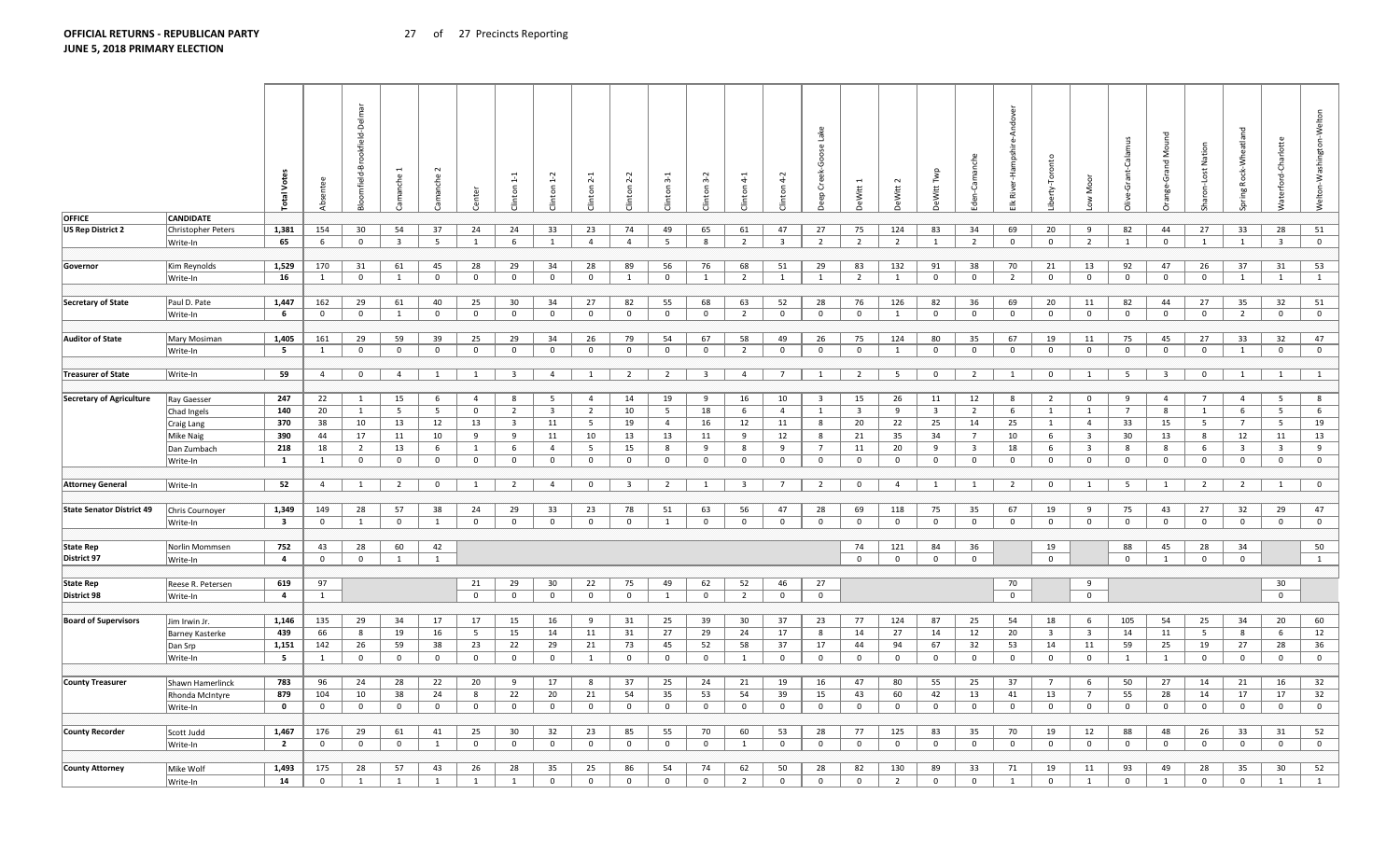**OFFICIAL RETURNS - REPUBLICAN PARTY**
**JUNE 5, 2018 PRIMARY ELECTION**

27 of 27 Precincts Reporting

| OFFICE | CANDIDATE | Total Votes | Absentee | Bloomfield-Brookfield-Delmar | Camanche 1 | Camanche 2 | Center | Clinton 1-1 | Clinton 1-2 | Clinton 2-1 | Clinton 2-2 | Clinton 3-1 | Clinton 3-2 | Clinton 4-1 | Clinton 4-2 | Deep Creek-Goose Lake | DeWitt 1 | DeWitt 2 | DeWitt Twp | Eden-Camanche | Elk River-Hampshire-Andover | Liberty-Toronto | Low Moor | Olive-Grant-Calamus | Orange-Grand Mound | Sharon-Lost Nation | Spring Rock-Wheatland | Waterford-Charlotte | Welton-Washington-Welton |
|---|---|---|---|---|---|---|---|---|---|---|---|---|---|---|---|---|---|---|---|---|---|---|---|---|---|---|---|---|---|
| US Rep District 2 | Christopher Peters | 1,381 | 154 | 30 | 54 | 37 | 24 | 24 | 33 | 23 | 74 | 49 | 65 | 61 | 47 | 27 | 75 | 124 | 83 | 34 | 69 | 20 | 9 | 82 | 44 | 27 | 33 | 28 | 51 |
| | Write-In | 65 | 6 | 0 | 3 | 5 | 1 | 6 | 1 | 4 | 4 | 5 | 8 | 2 | 3 | 2 | 2 | 2 | 1 | 2 | 0 | 0 | 2 | 1 | 0 | 1 | 1 | 3 | 0 |
| Governor | Kim Reynolds | 1,529 | 170 | 31 | 61 | 45 | 28 | 29 | 34 | 28 | 89 | 56 | 76 | 68 | 51 | 29 | 83 | 132 | 91 | 38 | 70 | 21 | 13 | 92 | 47 | 26 | 37 | 31 | 53 |
| | Write-In | 16 | 1 | 0 | 1 | 0 | 0 | 0 | 0 | 0 | 1 | 0 | 1 | 2 | 1 | 1 | 2 | 1 | 0 | 0 | 2 | 0 | 0 | 0 | 0 | 0 | 1 | 1 | 1 |
| Secretary of State | Paul D. Pate | 1,447 | 162 | 29 | 61 | 40 | 25 | 30 | 34 | 27 | 82 | 55 | 68 | 63 | 52 | 28 | 76 | 126 | 82 | 36 | 69 | 20 | 11 | 82 | 44 | 27 | 35 | 32 | 51 |
| | Write-In | 6 | 0 | 0 | 1 | 0 | 0 | 0 | 0 | 0 | 0 | 0 | 0 | 2 | 0 | 0 | 0 | 1 | 0 | 0 | 0 | 0 | 0 | 0 | 0 | 0 | 2 | 0 | 0 |
| Auditor of State | Mary Mosiman | 1,405 | 161 | 29 | 59 | 39 | 25 | 29 | 34 | 26 | 79 | 54 | 67 | 58 | 49 | 26 | 75 | 124 | 80 | 35 | 67 | 19 | 11 | 75 | 45 | 27 | 33 | 32 | 47 |
| | Write-In | 5 | 1 | 0 | 0 | 0 | 0 | 0 | 0 | 0 | 0 | 0 | 0 | 2 | 0 | 0 | 0 | 1 | 0 | 0 | 0 | 0 | 0 | 0 | 0 | 0 | 1 | 0 | 0 |
| Treasurer of State | Write-In | 59 | 4 | 0 | 4 | 1 | 1 | 3 | 4 | 1 | 2 | 2 | 3 | 4 | 7 | 1 | 2 | 5 | 0 | 2 | 1 | 0 | 1 | 5 | 3 | 0 | 1 | 1 | 1 |
| Secretary of Agriculture | Ray Gaesser | 247 | 22 | 1 | 15 | 6 | 4 | 8 | 5 | 4 | 14 | 19 | 9 | 16 | 10 | 3 | 15 | 26 | 11 | 12 | 8 | 2 | 0 | 9 | 4 | 7 | 4 | 5 | 8 |
| | Chad Ingels | 140 | 20 | 1 | 5 | 5 | 0 | 2 | 3 | 2 | 10 | 5 | 18 | 6 | 4 | 1 | 3 | 9 | 3 | 2 | 6 | 1 | 1 | 7 | 8 | 1 | 6 | 5 | 6 |
| | Craig Lang | 370 | 38 | 10 | 13 | 12 | 13 | 3 | 11 | 5 | 19 | 4 | 16 | 12 | 11 | 8 | 20 | 22 | 25 | 14 | 25 | 1 | 4 | 33 | 15 | 5 | 7 | 5 | 19 |
| | Mike Naig | 390 | 44 | 17 | 11 | 10 | 9 | 9 | 11 | 10 | 13 | 13 | 11 | 9 | 12 | 8 | 21 | 35 | 34 | 7 | 10 | 6 | 3 | 30 | 13 | 8 | 12 | 11 | 13 |
| | Dan Zumbach | 218 | 18 | 2 | 13 | 6 | 1 | 6 | 4 | 5 | 15 | 8 | 9 | 8 | 9 | 7 | 11 | 20 | 9 | 3 | 18 | 6 | 3 | 8 | 8 | 6 | 3 | 3 | 9 |
| | Write-In | 1 | 1 | 0 | 0 | 0 | 0 | 0 | 0 | 0 | 0 | 0 | 0 | 0 | 0 | 0 | 0 | 0 | 0 | 0 | 0 | 0 | 0 | 0 | 0 | 0 | 0 | 0 | 0 |
| Attorney General | Write-In | 52 | 4 | 1 | 2 | 0 | 1 | 2 | 4 | 0 | 3 | 2 | 1 | 3 | 7 | 2 | 0 | 4 | 1 | 1 | 2 | 0 | 1 | 5 | 1 | 2 | 2 | 1 | 0 |
| State Senator District 49 | Chris Cournoyer | 1,349 | 149 | 28 | 57 | 38 | 24 | 29 | 33 | 23 | 78 | 51 | 63 | 56 | 47 | 28 | 69 | 118 | 75 | 35 | 67 | 19 | 9 | 75 | 43 | 27 | 32 | 29 | 47 |
| | Write-In | 3 | 0 | 1 | 0 | 1 | 0 | 0 | 0 | 0 | 0 | 1 | 0 | 0 | 0 | 0 | 0 | 0 | 0 | 0 | 0 | 0 | 0 | 0 | 0 | 0 | 0 | 0 | 0 |
| State Rep District 97 | Norlin Mommsen | 752 | 43 | 28 | 60 | 42 | | | | | | | | | | | 74 | 121 | 84 | 36 | | 19 | | 88 | 45 | 28 | 34 | | 50 |
| | Write-In | 4 | 0 | 0 | 1 | 1 | | | | | | | | | | | 0 | 0 | 0 | 0 | | 0 | | 0 | 1 | 0 | 0 | | 1 |
| State Rep District 98 | Reese R. Petersen | 619 | 97 | | | | 21 | 29 | 30 | 22 | 75 | 49 | 62 | 52 | 46 | 27 | | | | | 70 | | 9 | | | | | 30 | |
| | Write-In | 4 | 1 | | | | 0 | 0 | 0 | 0 | 0 | 1 | 0 | 2 | 0 | 0 | | | | | 0 | | 0 | | | | | 0 | |
| Board of Supervisors | Jim Irwin Jr. | 1,146 | 135 | 29 | 34 | 17 | 17 | 15 | 16 | 9 | 31 | 25 | 39 | 30 | 37 | 23 | 77 | 124 | 87 | 25 | 54 | 18 | 6 | 105 | 54 | 25 | 34 | 20 | 60 |
| | Barney Kasterke | 439 | 66 | 8 | 19 | 16 | 5 | 15 | 14 | 11 | 31 | 27 | 29 | 24 | 17 | 8 | 14 | 27 | 14 | 12 | 20 | 3 | 3 | 14 | 11 | 5 | 8 | 6 | 12 |
| | Dan Srp | 1,151 | 142 | 26 | 59 | 38 | 23 | 22 | 29 | 21 | 73 | 45 | 52 | 58 | 37 | 17 | 44 | 94 | 67 | 32 | 53 | 14 | 11 | 59 | 25 | 19 | 27 | 28 | 36 |
| | Write-In | 5 | 1 | 0 | 0 | 0 | 0 | 0 | 0 | 1 | 0 | 0 | 0 | 1 | 0 | 0 | 0 | 0 | 0 | 0 | 0 | 0 | 0 | 1 | 1 | 0 | 0 | 0 | 0 |
| County Treasurer | Shawn Hamerlinck | 783 | 96 | 24 | 28 | 22 | 20 | 9 | 17 | 8 | 37 | 25 | 24 | 21 | 19 | 16 | 47 | 80 | 55 | 25 | 37 | 7 | 6 | 50 | 27 | 14 | 21 | 16 | 32 |
| | Rhonda McIntyre | 879 | 104 | 10 | 38 | 24 | 8 | 22 | 20 | 21 | 54 | 35 | 53 | 54 | 39 | 15 | 43 | 60 | 42 | 13 | 41 | 13 | 7 | 55 | 28 | 14 | 17 | 17 | 32 |
| | Write-In | 0 | 0 | 0 | 0 | 0 | 0 | 0 | 0 | 0 | 0 | 0 | 0 | 0 | 0 | 0 | 0 | 0 | 0 | 0 | 0 | 0 | 0 | 0 | 0 | 0 | 0 | 0 | 0 |
| County Recorder | Scott Judd | 1,467 | 176 | 29 | 61 | 41 | 25 | 30 | 32 | 23 | 85 | 55 | 70 | 60 | 53 | 28 | 77 | 125 | 83 | 35 | 70 | 19 | 12 | 88 | 48 | 26 | 33 | 31 | 52 |
| | Write-In | 2 | 0 | 0 | 0 | 1 | 0 | 0 | 0 | 0 | 0 | 0 | 0 | 1 | 0 | 0 | 0 | 0 | 0 | 0 | 0 | 0 | 0 | 0 | 0 | 0 | 0 | 0 | 0 |
| County Attorney | Mike Wolf | 1,493 | 175 | 28 | 57 | 43 | 26 | 28 | 35 | 25 | 86 | 54 | 74 | 62 | 50 | 28 | 82 | 130 | 89 | 33 | 71 | 19 | 11 | 93 | 49 | 28 | 35 | 30 | 52 |
| | Write-In | 14 | 0 | 1 | 1 | 1 | 1 | 1 | 0 | 0 | 0 | 0 | 0 | 2 | 0 | 0 | 0 | 2 | 0 | 0 | 1 | 0 | 1 | 0 | 1 | 0 | 0 | 1 | 1 |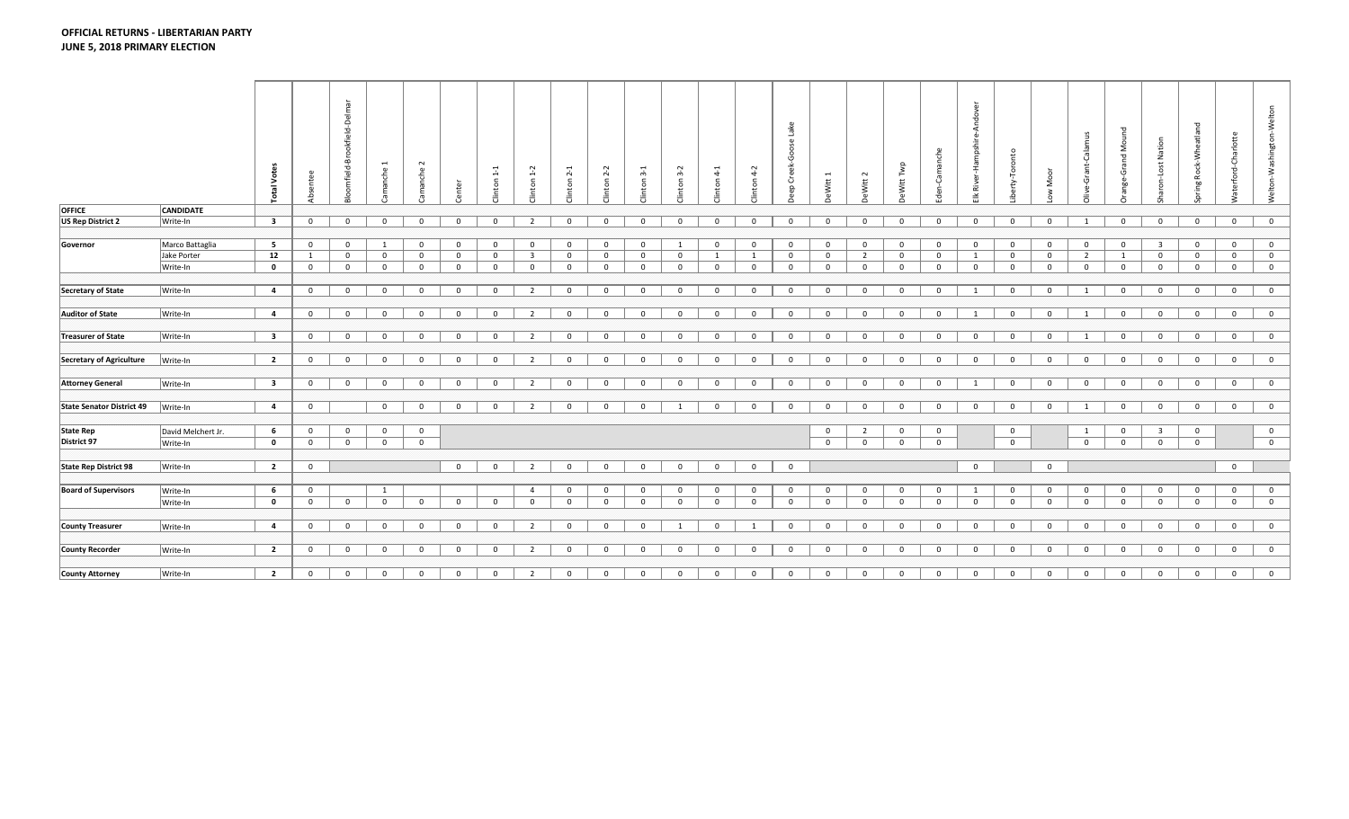**OFFICIAL RETURNS - LIBERTARIAN PARTY**
**JUNE 5, 2018 PRIMARY ELECTION**

| OFFICE | CANDIDATE | Total Votes | Absentee | Bloomfield-Brookfield-Delmar | Camanche 1 | Camanche 2 | Center | Clinton 1-1 | Clinton 1-2 | Clinton 2-1 | Clinton 2-2 | Clinton 3-1 | Clinton 3-2 | Clinton 4-1 | Clinton 4-2 | Deep Creek-Goose Lake | DeWitt 1 | DeWitt 2 | DeWitt Twp | Eden-Camanche | Elk River-Hampshire-Andover | Liberty-Toronto | Low Moor | Olive-Grant-Calamus | Orange-Grand Mound | Sharon-Lost Nation | Spring Rock-Wheatland | Waterford-Charlotte | Welton-Washington-Welton |
|---|---|---|---|---|---|---|---|---|---|---|---|---|---|---|---|---|---|---|---|---|---|---|---|---|---|---|---|---|---|
| **US Rep District 2** | Write-In | **3** | 0 | 0 | 0 | 0 | 0 | 0 | 2 | 0 | 0 | 0 | 0 | 0 | 0 | 0 | 0 | 0 | 0 | 0 | 0 | 0 | 0 | 1 | 0 | 0 | 0 | 0 | 0 |
| **Governor** | Marco Battaglia | **5** | 0 | 0 | 1 | 0 | 0 | 0 | 0 | 0 | 0 | 0 | 1 | 0 | 0 | 0 | 0 | 0 | 0 | 0 | 0 | 0 | 0 | 0 | 0 | 3 | 0 | 0 | 0 |
| | Jake Porter | **12** | 1 | 0 | 0 | 0 | 0 | 0 | 3 | 0 | 0 | 0 | 0 | 1 | 1 | 0 | 0 | 2 | 0 | 0 | 1 | 0 | 0 | 2 | 1 | 0 | 0 | 0 | 0 |
| | Write-In | **0** | 0 | 0 | 0 | 0 | 0 | 0 | 0 | 0 | 0 | 0 | 0 | 0 | 0 | 0 | 0 | 0 | 0 | 0 | 0 | 0 | 0 | 0 | 0 | 0 | 0 | 0 | 0 |
| **Secretary of State** | Write-In | **4** | 0 | 0 | 0 | 0 | 0 | 0 | 2 | 0 | 0 | 0 | 0 | 0 | 0 | 0 | 0 | 0 | 0 | 0 | 1 | 0 | 0 | 1 | 0 | 0 | 0 | 0 | 0 |
| **Auditor of State** | Write-In | **4** | 0 | 0 | 0 | 0 | 0 | 0 | 2 | 0 | 0 | 0 | 0 | 0 | 0 | 0 | 0 | 0 | 0 | 0 | 1 | 0 | 0 | 1 | 0 | 0 | 0 | 0 | 0 |
| **Treasurer of State** | Write-In | **3** | 0 | 0 | 0 | 0 | 0 | 0 | 2 | 0 | 0 | 0 | 0 | 0 | 0 | 0 | 0 | 0 | 0 | 0 | 0 | 0 | 0 | 1 | 0 | 0 | 0 | 0 | 0 |
| **Secretary of Agriculture** | Write-In | **2** | 0 | 0 | 0 | 0 | 0 | 0 | 2 | 0 | 0 | 0 | 0 | 0 | 0 | 0 | 0 | 0 | 0 | 0 | 0 | 0 | 0 | 0 | 0 | 0 | 0 | 0 | 0 |
| **Attorney General** | Write-In | **3** | 0 | 0 | 0 | 0 | 0 | 0 | 2 | 0 | 0 | 0 | 0 | 0 | 0 | 0 | 0 | 0 | 0 | 0 | 1 | 0 | 0 | 0 | 0 | 0 | 0 | 0 | 0 |
| **State Senator District 49** | Write-In | **4** | 0 | | 0 | 0 | 0 | 0 | 2 | 0 | 0 | 0 | 1 | 0 | 0 | 0 | 0 | 0 | 0 | 0 | 0 | 0 | 0 | 1 | 0 | 0 | 0 | 0 | 0 |
| **State Rep District 97** | David Melchert Jr. | **6** | 0 | 0 | 0 | 0 | | | | | | | | | | | 0 | 2 | 0 | 0 | | 0 | | 1 | 0 | 3 | 0 | | 0 |
| | Write-In | **0** | 0 | 0 | 0 | 0 | | | | | | | | | | | 0 | 0 | 0 | 0 | | 0 | | 0 | 0 | 0 | 0 | | 0 |
| **State Rep District 98** | Write-In | **2** | 0 | | | | 0 | 0 | 2 | 0 | 0 | 0 | 0 | 0 | 0 | 0 | | | | | 0 | | 0 | | | | | 0 | |
| **Board of Supervisors** | Write-In | **6** | 0 | | 1 | | | | 4 | 0 | 0 | 0 | 0 | 0 | 0 | 0 | 0 | 0 | 0 | 0 | 1 | 0 | 0 | 0 | 0 | 0 | 0 | 0 | 0 |
| | Write-In | **0** | 0 | 0 | 0 | 0 | 0 | 0 | 0 | 0 | 0 | 0 | 0 | 0 | 0 | 0 | 0 | 0 | 0 | 0 | 0 | 0 | 0 | 0 | 0 | 0 | 0 | 0 | 0 |
| **County Treasurer** | Write-In | **4** | 0 | 0 | 0 | 0 | 0 | 0 | 2 | 0 | 0 | 0 | 1 | 0 | 1 | 0 | 0 | 0 | 0 | 0 | 0 | 0 | 0 | 0 | 0 | 0 | 0 | 0 | 0 |
| **County Recorder** | Write-In | **2** | 0 | 0 | 0 | 0 | 0 | 0 | 2 | 0 | 0 | 0 | 0 | 0 | 0 | 0 | 0 | 0 | 0 | 0 | 0 | 0 | 0 | 0 | 0 | 0 | 0 | 0 | 0 |
| **County Attorney** | Write-In | **2** | 0 | 0 | 0 | 0 | 0 | 0 | 2 | 0 | 0 | 0 | 0 | 0 | 0 | 0 | 0 | 0 | 0 | 0 | 0 | 0 | 0 | 0 | 0 | 0 | 0 | 0 | 0 |